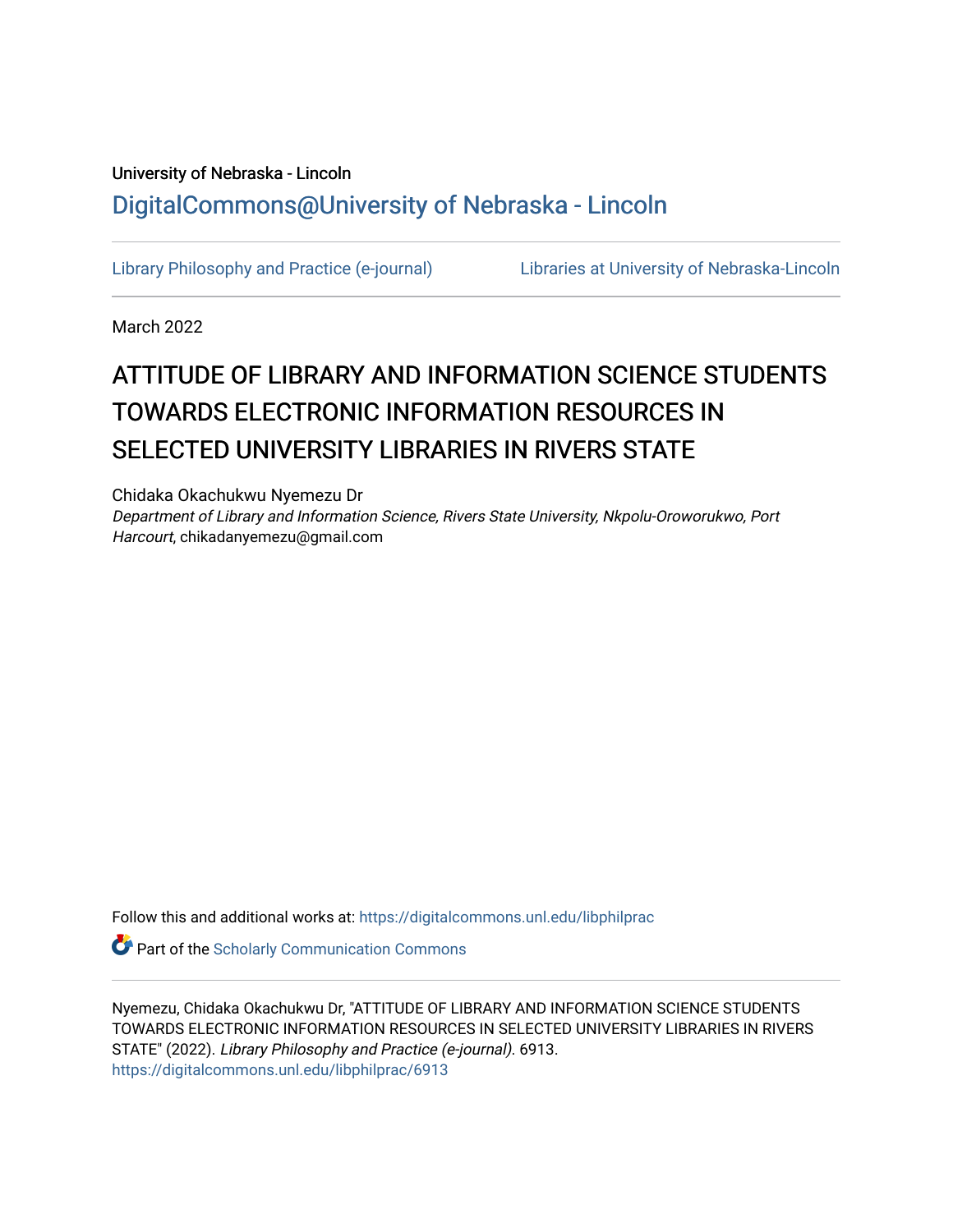University of Nebraska - Lincoln

DigitalCommons@University of Nebraska - Lincoln

Library Philosophy and Practice (e-journal) | Libraries at University of Nebraska-Lincoln

March 2022

# ATTITUDE OF LIBRARY AND INFORMATION SCIENCE STUDENTS TOWARDS ELECTRONIC INFORMATION RESOURCES IN SELECTED UNIVERSITY LIBRARIES IN RIVERS STATE

Chidaka Okachukwu Nyemezu Dr
*Department of Library and Information Science, Rivers State University, Nkpolu-Oroworukwo, Port Harcourt*, chikadanyemezu@gmail.com

Follow this and additional works at: https://digitalcommons.unl.edu/libphilprac

Part of the Scholarly Communication Commons

Nyemezu, Chidaka Okachukwu Dr, "ATTITUDE OF LIBRARY AND INFORMATION SCIENCE STUDENTS TOWARDS ELECTRONIC INFORMATION RESOURCES IN SELECTED UNIVERSITY LIBRARIES IN RIVERS STATE" (2022). *Library Philosophy and Practice (e-journal)*. 6913.
https://digitalcommons.unl.edu/libphilprac/6913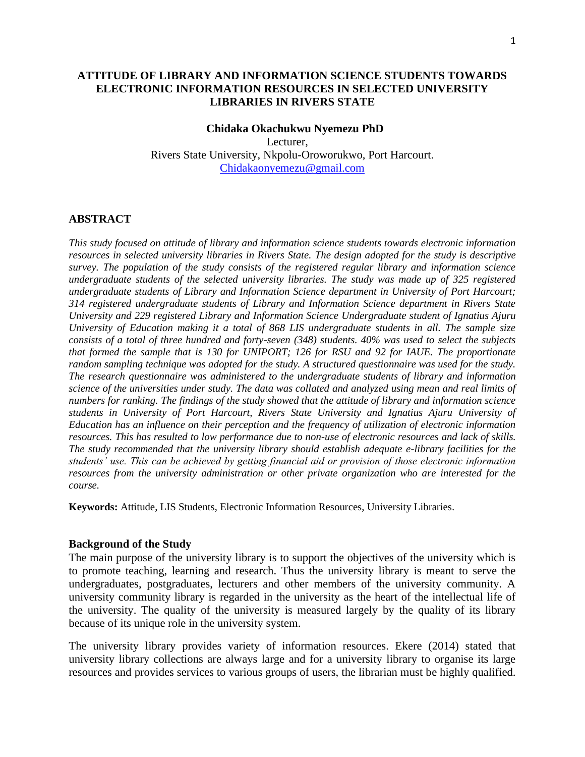# ATTITUDE OF LIBRARY AND INFORMATION SCIENCE STUDENTS TOWARDS ELECTRONIC INFORMATION RESOURCES IN SELECTED UNIVERSITY LIBRARIES IN RIVERS STATE

**Chidaka Okachukwu Nyemezu PhD**
Lecturer,
Rivers State University, Nkpolu-Oroworukwo, Port Harcourt.
Chidakaonyemezu@gmail.com

## ABSTRACT

*This study focused on attitude of library and information science students towards electronic information resources in selected university libraries in Rivers State. The design adopted for the study is descriptive survey. The population of the study consists of the registered regular library and information science undergraduate students of the selected university libraries. The study was made up of 325 registered undergraduate students of Library and Information Science department in University of Port Harcourt; 314 registered undergraduate students of Library and Information Science department in Rivers State University and 229 registered Library and Information Science Undergraduate student of Ignatius Ajuru University of Education making it a total of 868 LIS undergraduate students in all. The sample size consists of a total of three hundred and forty-seven (348) students. 40% was used to select the subjects that formed the sample that is 130 for UNIPORT; 126 for RSU and 92 for IAUE. The proportionate random sampling technique was adopted for the study. A structured questionnaire was used for the study. The research questionnaire was administered to the undergraduate students of library and information science of the universities under study. The data was collated and analyzed using mean and real limits of numbers for ranking. The findings of the study showed that the attitude of library and information science students in University of Port Harcourt, Rivers State University and Ignatius Ajuru University of Education has an influence on their perception and the frequency of utilization of electronic information resources. This has resulted to low performance due to non-use of electronic resources and lack of skills. The study recommended that the university library should establish adequate e-library facilities for the students' use. This can be achieved by getting financial aid or provision of those electronic information resources from the university administration or other private organization who are interested for the course.*

**Keywords:** Attitude, LIS Students, Electronic Information Resources, University Libraries.

## Background of the Study

The main purpose of the university library is to support the objectives of the university which is to promote teaching, learning and research. Thus the university library is meant to serve the undergraduates, postgraduates, lecturers and other members of the university community. A university community library is regarded in the university as the heart of the intellectual life of the university. The quality of the university is measured largely by the quality of its library because of its unique role in the university system.

The university library provides variety of information resources. Ekere (2014) stated that university library collections are always large and for a university library to organise its large resources and provides services to various groups of users, the librarian must be highly qualified.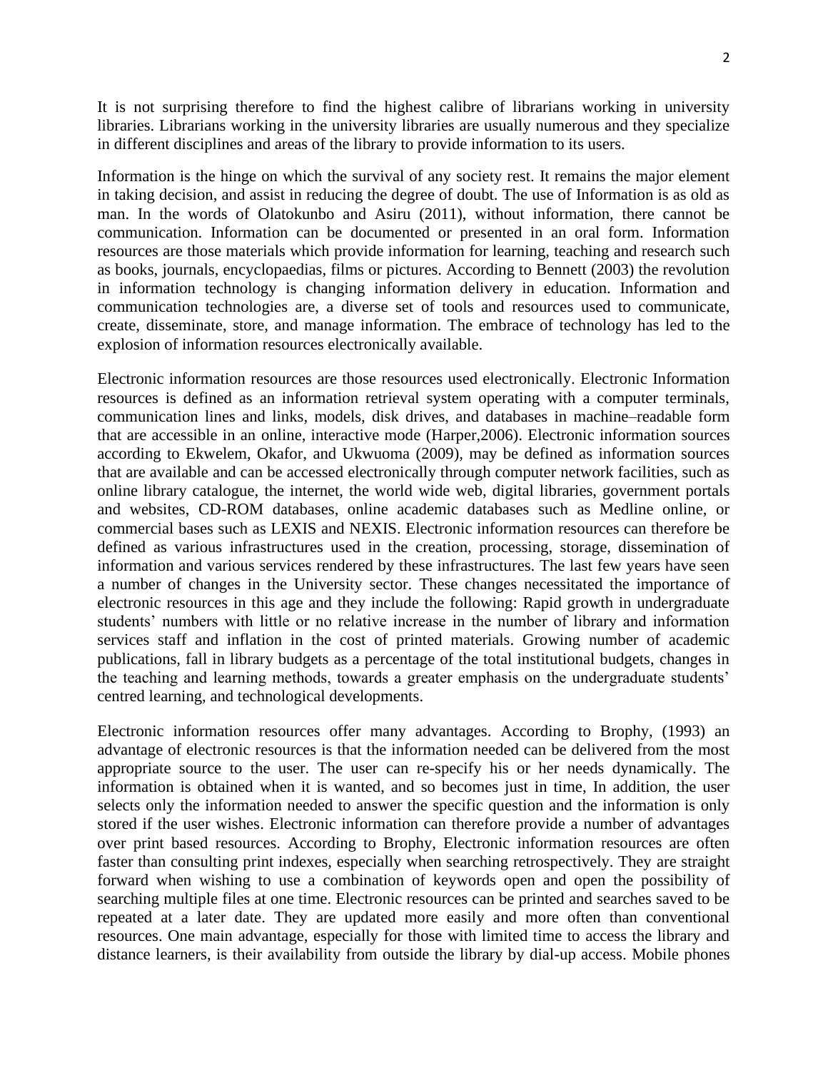It is not surprising therefore to find the highest calibre of librarians working in university libraries. Librarians working in the university libraries are usually numerous and they specialize in different disciplines and areas of the library to provide information to its users.

Information is the hinge on which the survival of any society rest. It remains the major element in taking decision, and assist in reducing the degree of doubt. The use of Information is as old as man. In the words of Olatokunbo and Asiru (2011), without information, there cannot be communication. Information can be documented or presented in an oral form. Information resources are those materials which provide information for learning, teaching and research such as books, journals, encyclopaedias, films or pictures. According to Bennett (2003) the revolution in information technology is changing information delivery in education. Information and communication technologies are, a diverse set of tools and resources used to communicate, create, disseminate, store, and manage information. The embrace of technology has led to the explosion of information resources electronically available.

Electronic information resources are those resources used electronically. Electronic Information resources is defined as an information retrieval system operating with a computer terminals, communication lines and links, models, disk drives, and databases in machine–readable form that are accessible in an online, interactive mode (Harper,2006). Electronic information sources according to Ekwelem, Okafor, and Ukwuoma (2009), may be defined as information sources that are available and can be accessed electronically through computer network facilities, such as online library catalogue, the internet, the world wide web, digital libraries, government portals and websites, CD-ROM databases, online academic databases such as Medline online, or commercial bases such as LEXIS and NEXIS. Electronic information resources can therefore be defined as various infrastructures used in the creation, processing, storage, dissemination of information and various services rendered by these infrastructures. The last few years have seen a number of changes in the University sector. These changes necessitated the importance of electronic resources in this age and they include the following: Rapid growth in undergraduate students' numbers with little or no relative increase in the number of library and information services staff and inflation in the cost of printed materials. Growing number of academic publications, fall in library budgets as a percentage of the total institutional budgets, changes in the teaching and learning methods, towards a greater emphasis on the undergraduate students' centred learning, and technological developments.

Electronic information resources offer many advantages. According to Brophy, (1993) an advantage of electronic resources is that the information needed can be delivered from the most appropriate source to the user. The user can re-specify his or her needs dynamically. The information is obtained when it is wanted, and so becomes just in time, In addition, the user selects only the information needed to answer the specific question and the information is only stored if the user wishes. Electronic information can therefore provide a number of advantages over print based resources. According to Brophy, Electronic information resources are often faster than consulting print indexes, especially when searching retrospectively. They are straight forward when wishing to use a combination of keywords open and open the possibility of searching multiple files at one time. Electronic resources can be printed and searches saved to be repeated at a later date. They are updated more easily and more often than conventional resources. One main advantage, especially for those with limited time to access the library and distance learners, is their availability from outside the library by dial-up access. Mobile phones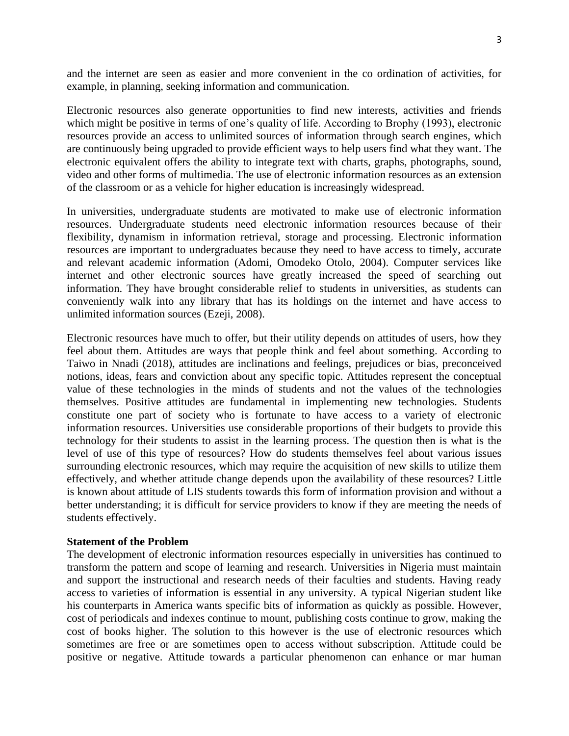and the internet are seen as easier and more convenient in the co ordination of activities, for example, in planning, seeking information and communication.

Electronic resources also generate opportunities to find new interests, activities and friends which might be positive in terms of one's quality of life. According to Brophy (1993), electronic resources provide an access to unlimited sources of information through search engines, which are continuously being upgraded to provide efficient ways to help users find what they want. The electronic equivalent offers the ability to integrate text with charts, graphs, photographs, sound, video and other forms of multimedia. The use of electronic information resources as an extension of the classroom or as a vehicle for higher education is increasingly widespread.

In universities, undergraduate students are motivated to make use of electronic information resources. Undergraduate students need electronic information resources because of their flexibility, dynamism in information retrieval, storage and processing. Electronic information resources are important to undergraduates because they need to have access to timely, accurate and relevant academic information (Adomi, Omodeko Otolo, 2004). Computer services like internet and other electronic sources have greatly increased the speed of searching out information. They have brought considerable relief to students in universities, as students can conveniently walk into any library that has its holdings on the internet and have access to unlimited information sources (Ezeji, 2008).

Electronic resources have much to offer, but their utility depends on attitudes of users, how they feel about them. Attitudes are ways that people think and feel about something. According to Taiwo in Nnadi (2018), attitudes are inclinations and feelings, prejudices or bias, preconceived notions, ideas, fears and conviction about any specific topic. Attitudes represent the conceptual value of these technologies in the minds of students and not the values of the technologies themselves. Positive attitudes are fundamental in implementing new technologies. Students constitute one part of society who is fortunate to have access to a variety of electronic information resources. Universities use considerable proportions of their budgets to provide this technology for their students to assist in the learning process. The question then is what is the level of use of this type of resources? How do students themselves feel about various issues surrounding electronic resources, which may require the acquisition of new skills to utilize them effectively, and whether attitude change depends upon the availability of these resources? Little is known about attitude of LIS students towards this form of information provision and without a better understanding; it is difficult for service providers to know if they are meeting the needs of students effectively.

**Statement of the Problem**

The development of electronic information resources especially in universities has continued to transform the pattern and scope of learning and research. Universities in Nigeria must maintain and support the instructional and research needs of their faculties and students. Having ready access to varieties of information is essential in any university. A typical Nigerian student like his counterparts in America wants specific bits of information as quickly as possible. However, cost of periodicals and indexes continue to mount, publishing costs continue to grow, making the cost of books higher. The solution to this however is the use of electronic resources which sometimes are free or are sometimes open to access without subscription. Attitude could be positive or negative. Attitude towards a particular phenomenon can enhance or mar human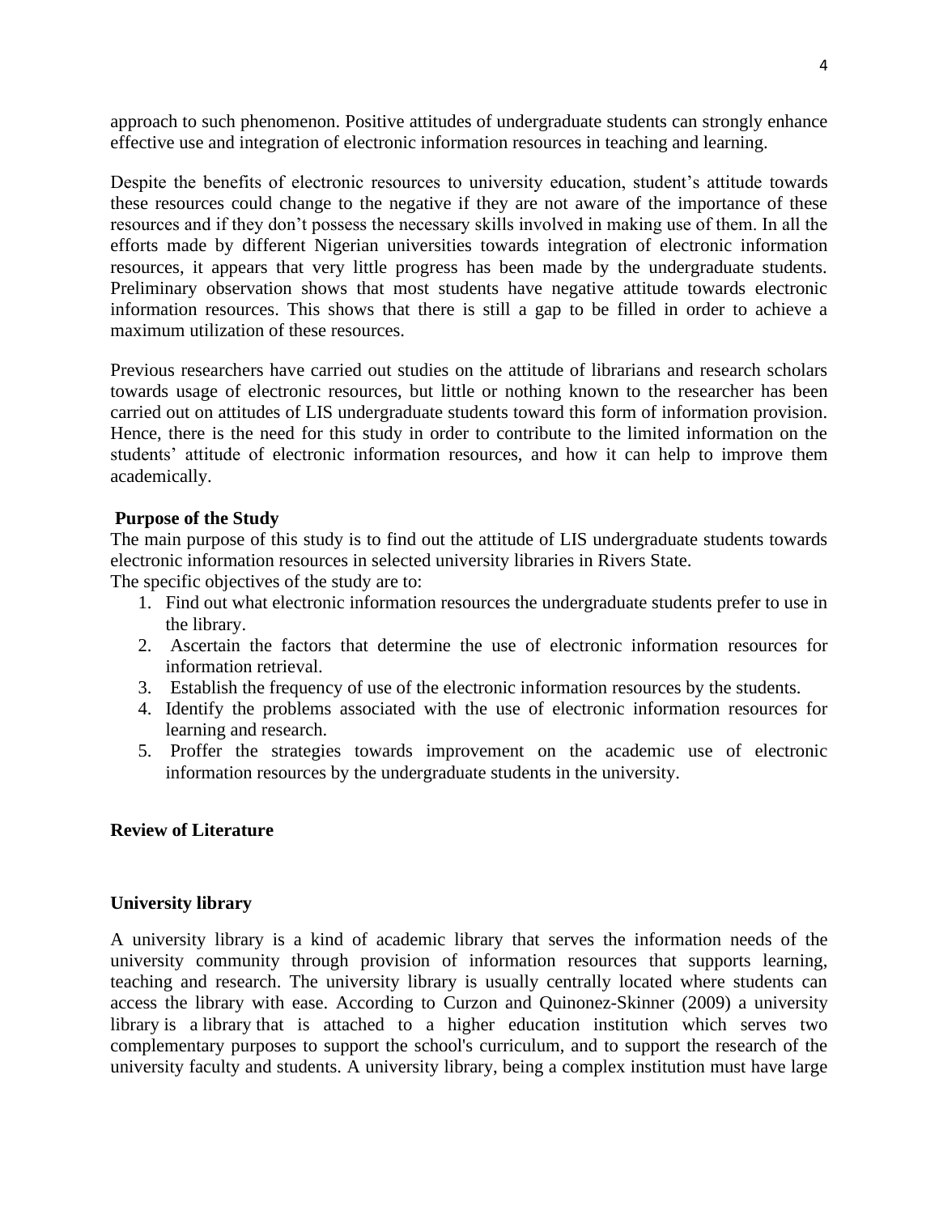approach to such phenomenon. Positive attitudes of undergraduate students can strongly enhance effective use and integration of electronic information resources in teaching and learning.

Despite the benefits of electronic resources to university education, student's attitude towards these resources could change to the negative if they are not aware of the importance of these resources and if they don't possess the necessary skills involved in making use of them. In all the efforts made by different Nigerian universities towards integration of electronic information resources, it appears that very little progress has been made by the undergraduate students. Preliminary observation shows that most students have negative attitude towards electronic information resources. This shows that there is still a gap to be filled in order to achieve a maximum utilization of these resources.

Previous researchers have carried out studies on the attitude of librarians and research scholars towards usage of electronic resources, but little or nothing known to the researcher has been carried out on attitudes of LIS undergraduate students toward this form of information provision. Hence, there is the need for this study in order to contribute to the limited information on the students' attitude of electronic information resources, and how it can help to improve them academically.

**Purpose of the Study**

The main purpose of this study is to find out the attitude of LIS undergraduate students towards electronic information resources in selected university libraries in Rivers State.

The specific objectives of the study are to:

1. Find out what electronic information resources the undergraduate students prefer to use in the library.
2. Ascertain the factors that determine the use of electronic information resources for information retrieval.
3. Establish the frequency of use of the electronic information resources by the students.
4. Identify the problems associated with the use of electronic information resources for learning and research.
5. Proffer the strategies towards improvement on the academic use of electronic information resources by the undergraduate students in the university.

**Review of Literature**

**University library**

A university library is a kind of academic library that serves the information needs of the university community through provision of information resources that supports learning, teaching and research. The university library is usually centrally located where students can access the library with ease. According to Curzon and Quinonez-Skinner (2009) a university library is a library that is attached to a higher education institution which serves two complementary purposes to support the school's curriculum, and to support the research of the university faculty and students. A university library, being a complex institution must have large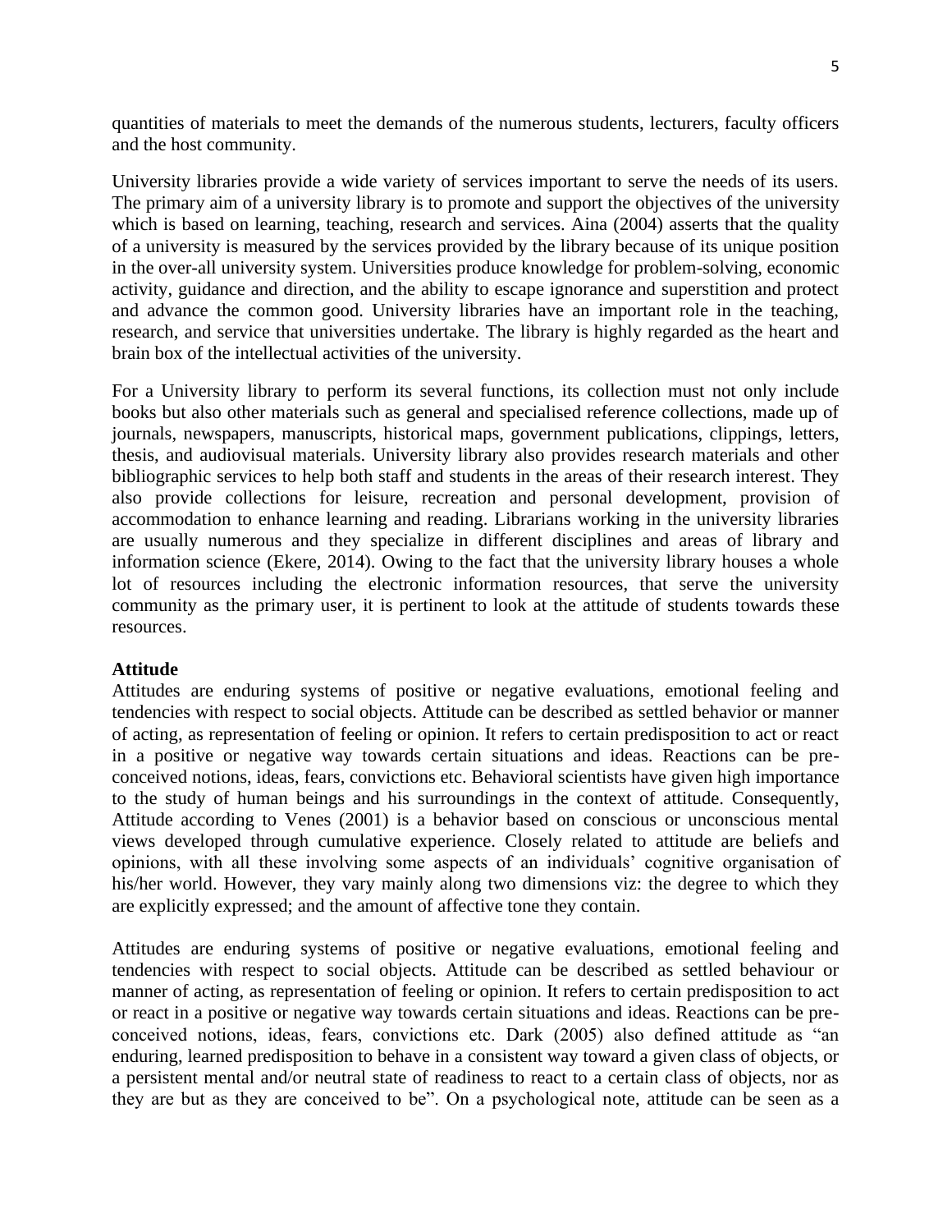quantities of materials to meet the demands of the numerous students, lecturers, faculty officers and the host community.

University libraries provide a wide variety of services important to serve the needs of its users. The primary aim of a university library is to promote and support the objectives of the university which is based on learning, teaching, research and services. Aina (2004) asserts that the quality of a university is measured by the services provided by the library because of its unique position in the over-all university system. Universities produce knowledge for problem-solving, economic activity, guidance and direction, and the ability to escape ignorance and superstition and protect and advance the common good. University libraries have an important role in the teaching, research, and service that universities undertake. The library is highly regarded as the heart and brain box of the intellectual activities of the university.

For a University library to perform its several functions, its collection must not only include books but also other materials such as general and specialised reference collections, made up of journals, newspapers, manuscripts, historical maps, government publications, clippings, letters, thesis, and audiovisual materials. University library also provides research materials and other bibliographic services to help both staff and students in the areas of their research interest. They also provide collections for leisure, recreation and personal development, provision of accommodation to enhance learning and reading. Librarians working in the university libraries are usually numerous and they specialize in different disciplines and areas of library and information science (Ekere, 2014). Owing to the fact that the university library houses a whole lot of resources including the electronic information resources, that serve the university community as the primary user, it is pertinent to look at the attitude of students towards these resources.

**Attitude**

Attitudes are enduring systems of positive or negative evaluations, emotional feeling and tendencies with respect to social objects. Attitude can be described as settled behavior or manner of acting, as representation of feeling or opinion. It refers to certain predisposition to act or react in a positive or negative way towards certain situations and ideas. Reactions can be pre-conceived notions, ideas, fears, convictions etc. Behavioral scientists have given high importance to the study of human beings and his surroundings in the context of attitude. Consequently, Attitude according to Venes (2001) is a behavior based on conscious or unconscious mental views developed through cumulative experience. Closely related to attitude are beliefs and opinions, with all these involving some aspects of an individuals' cognitive organisation of his/her world. However, they vary mainly along two dimensions viz: the degree to which they are explicitly expressed; and the amount of affective tone they contain.

Attitudes are enduring systems of positive or negative evaluations, emotional feeling and tendencies with respect to social objects. Attitude can be described as settled behaviour or manner of acting, as representation of feeling or opinion. It refers to certain predisposition to act or react in a positive or negative way towards certain situations and ideas. Reactions can be pre-conceived notions, ideas, fears, convictions etc. Dark (2005) also defined attitude as "an enduring, learned predisposition to behave in a consistent way toward a given class of objects, or a persistent mental and/or neutral state of readiness to react to a certain class of objects, nor as they are but as they are conceived to be". On a psychological note, attitude can be seen as a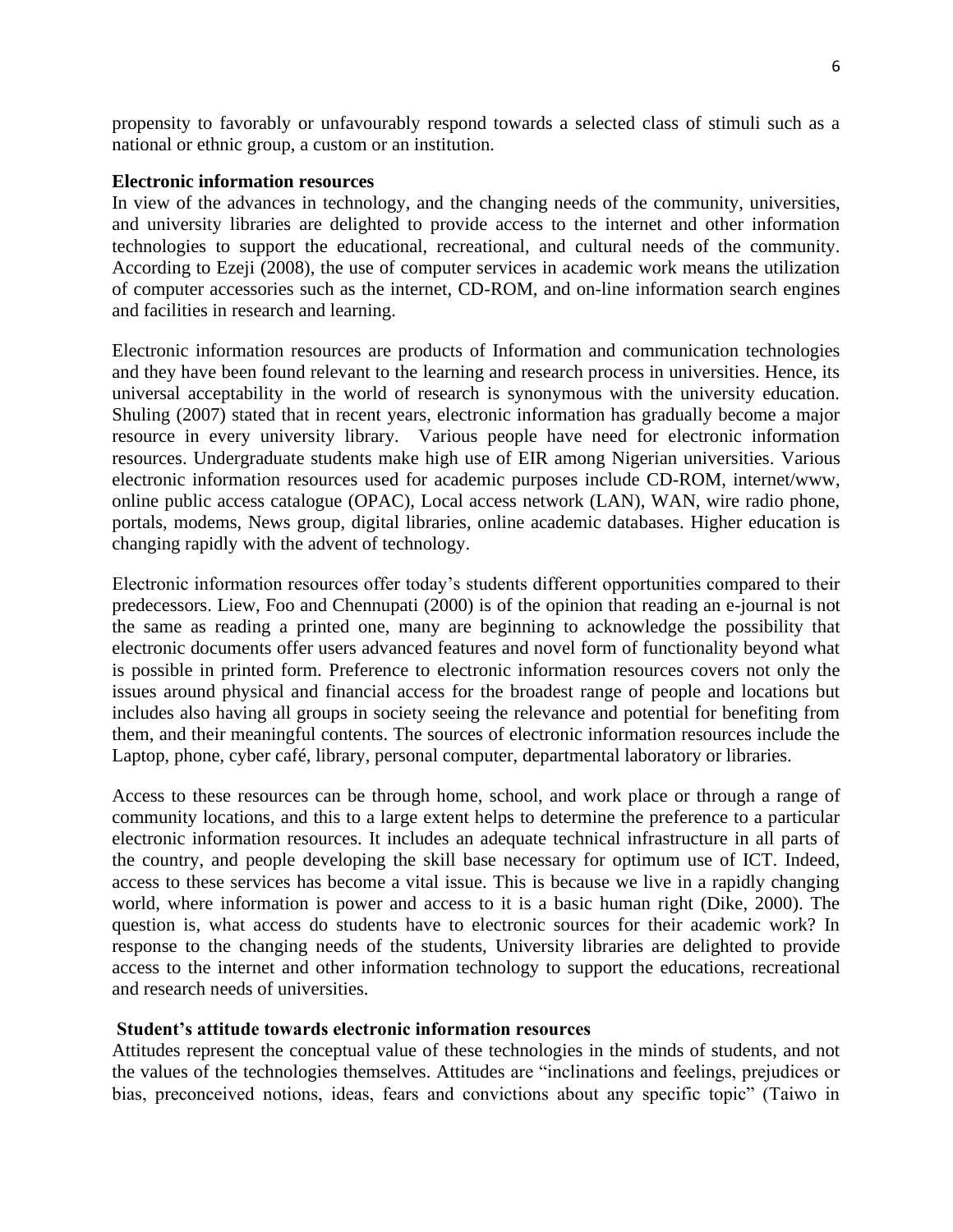propensity to favorably or unfavourably respond towards a selected class of stimuli such as a national or ethnic group, a custom or an institution.

**Electronic information resources**

In view of the advances in technology, and the changing needs of the community, universities, and university libraries are delighted to provide access to the internet and other information technologies to support the educational, recreational, and cultural needs of the community. According to Ezeji (2008), the use of computer services in academic work means the utilization of computer accessories such as the internet, CD-ROM, and on-line information search engines and facilities in research and learning.

Electronic information resources are products of Information and communication technologies and they have been found relevant to the learning and research process in universities. Hence, its universal acceptability in the world of research is synonymous with the university education. Shuling (2007) stated that in recent years, electronic information has gradually become a major resource in every university library. Various people have need for electronic information resources. Undergraduate students make high use of EIR among Nigerian universities. Various electronic information resources used for academic purposes include CD-ROM, internet/www, online public access catalogue (OPAC), Local access network (LAN), WAN, wire radio phone, portals, modems, News group, digital libraries, online academic databases. Higher education is changing rapidly with the advent of technology.

Electronic information resources offer today's students different opportunities compared to their predecessors. Liew, Foo and Chennupati (2000) is of the opinion that reading an e-journal is not the same as reading a printed one, many are beginning to acknowledge the possibility that electronic documents offer users advanced features and novel form of functionality beyond what is possible in printed form. Preference to electronic information resources covers not only the issues around physical and financial access for the broadest range of people and locations but includes also having all groups in society seeing the relevance and potential for benefiting from them, and their meaningful contents. The sources of electronic information resources include the Laptop, phone, cyber café, library, personal computer, departmental laboratory or libraries.

Access to these resources can be through home, school, and work place or through a range of community locations, and this to a large extent helps to determine the preference to a particular electronic information resources. It includes an adequate technical infrastructure in all parts of the country, and people developing the skill base necessary for optimum use of ICT. Indeed, access to these services has become a vital issue. This is because we live in a rapidly changing world, where information is power and access to it is a basic human right (Dike, 2000). The question is, what access do students have to electronic sources for their academic work? In response to the changing needs of the students, University libraries are delighted to provide access to the internet and other information technology to support the educations, recreational and research needs of universities.

**Student's attitude towards electronic information resources**

Attitudes represent the conceptual value of these technologies in the minds of students, and not the values of the technologies themselves. Attitudes are "inclinations and feelings, prejudices or bias, preconceived notions, ideas, fears and convictions about any specific topic" (Taiwo in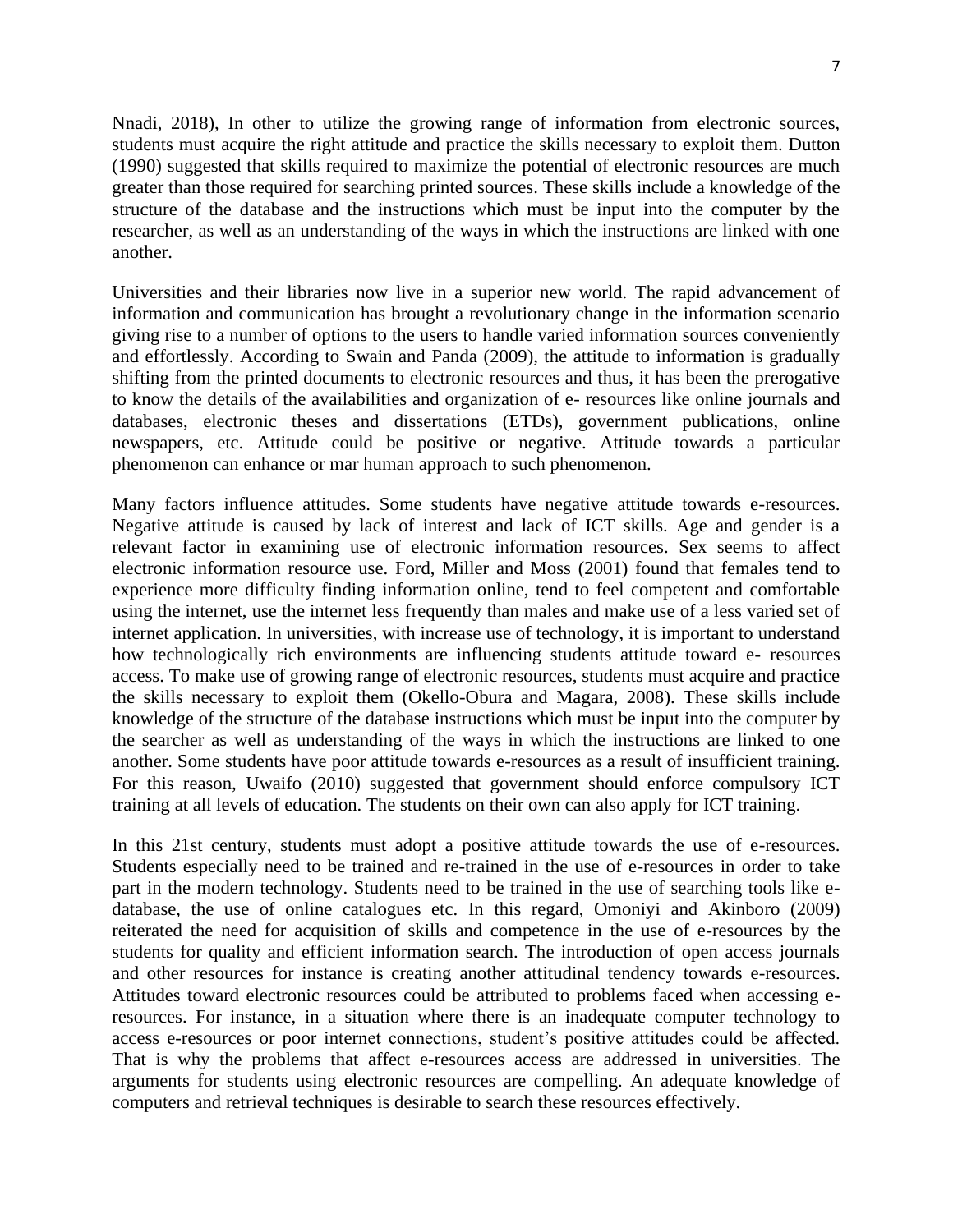Nnadi, 2018), In other to utilize the growing range of information from electronic sources, students must acquire the right attitude and practice the skills necessary to exploit them. Dutton (1990) suggested that skills required to maximize the potential of electronic resources are much greater than those required for searching printed sources. These skills include a knowledge of the structure of the database and the instructions which must be input into the computer by the researcher, as well as an understanding of the ways in which the instructions are linked with one another.

Universities and their libraries now live in a superior new world. The rapid advancement of information and communication has brought a revolutionary change in the information scenario giving rise to a number of options to the users to handle varied information sources conveniently and effortlessly. According to Swain and Panda (2009), the attitude to information is gradually shifting from the printed documents to electronic resources and thus, it has been the prerogative to know the details of the availabilities and organization of e- resources like online journals and databases, electronic theses and dissertations (ETDs), government publications, online newspapers, etc. Attitude could be positive or negative. Attitude towards a particular phenomenon can enhance or mar human approach to such phenomenon.

Many factors influence attitudes. Some students have negative attitude towards e-resources. Negative attitude is caused by lack of interest and lack of ICT skills. Age and gender is a relevant factor in examining use of electronic information resources. Sex seems to affect electronic information resource use. Ford, Miller and Moss (2001) found that females tend to experience more difficulty finding information online, tend to feel competent and comfortable using the internet, use the internet less frequently than males and make use of a less varied set of internet application. In universities, with increase use of technology, it is important to understand how technologically rich environments are influencing students attitude toward e- resources access. To make use of growing range of electronic resources, students must acquire and practice the skills necessary to exploit them (Okello-Obura and Magara, 2008). These skills include knowledge of the structure of the database instructions which must be input into the computer by the searcher as well as understanding of the ways in which the instructions are linked to one another. Some students have poor attitude towards e-resources as a result of insufficient training. For this reason, Uwaifo (2010) suggested that government should enforce compulsory ICT training at all levels of education. The students on their own can also apply for ICT training.

In this 21st century, students must adopt a positive attitude towards the use of e-resources. Students especially need to be trained and re-trained in the use of e-resources in order to take part in the modern technology. Students need to be trained in the use of searching tools like e-database, the use of online catalogues etc. In this regard, Omoniyi and Akinboro (2009) reiterated the need for acquisition of skills and competence in the use of e-resources by the students for quality and efficient information search. The introduction of open access journals and other resources for instance is creating another attitudinal tendency towards e-resources. Attitudes toward electronic resources could be attributed to problems faced when accessing e-resources. For instance, in a situation where there is an inadequate computer technology to access e-resources or poor internet connections, student's positive attitudes could be affected. That is why the problems that affect e-resources access are addressed in universities. The arguments for students using electronic resources are compelling. An adequate knowledge of computers and retrieval techniques is desirable to search these resources effectively.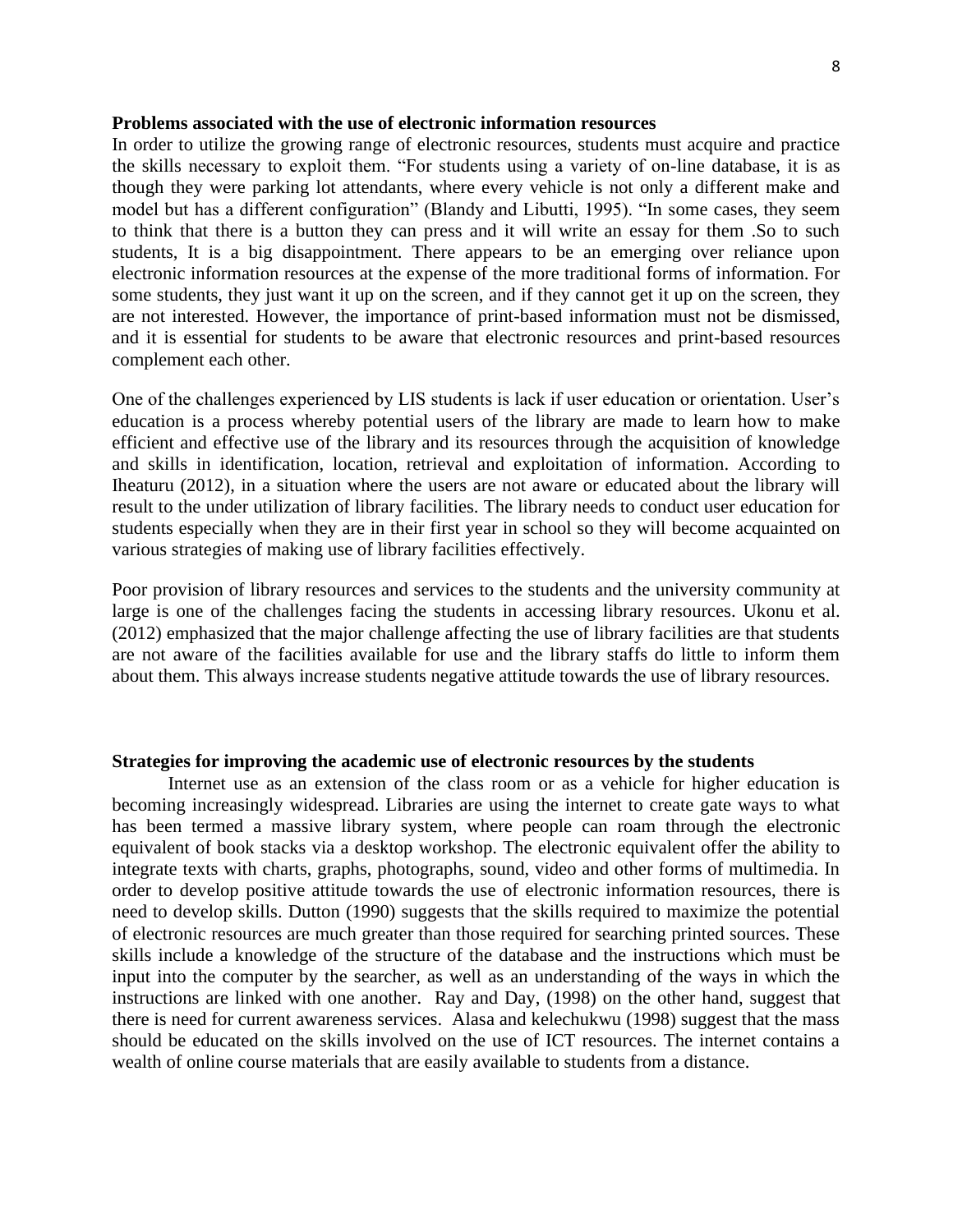**Problems associated with the use of electronic information resources**

In order to utilize the growing range of electronic resources, students must acquire and practice the skills necessary to exploit them. "For students using a variety of on-line database, it is as though they were parking lot attendants, where every vehicle is not only a different make and model but has a different configuration" (Blandy and Libutti, 1995). "In some cases, they seem to think that there is a button they can press and it will write an essay for them .So to such students, It is a big disappointment. There appears to be an emerging over reliance upon electronic information resources at the expense of the more traditional forms of information. For some students, they just want it up on the screen, and if they cannot get it up on the screen, they are not interested. However, the importance of print-based information must not be dismissed, and it is essential for students to be aware that electronic resources and print-based resources complement each other.

One of the challenges experienced by LIS students is lack if user education or orientation. User's education is a process whereby potential users of the library are made to learn how to make efficient and effective use of the library and its resources through the acquisition of knowledge and skills in identification, location, retrieval and exploitation of information. According to Iheaturu (2012), in a situation where the users are not aware or educated about the library will result to the under utilization of library facilities. The library needs to conduct user education for students especially when they are in their first year in school so they will become acquainted on various strategies of making use of library facilities effectively.

Poor provision of library resources and services to the students and the university community at large is one of the challenges facing the students in accessing library resources. Ukonu et al. (2012) emphasized that the major challenge affecting the use of library facilities are that students are not aware of the facilities available for use and the library staffs do little to inform them about them. This always increase students negative attitude towards the use of library resources.

**Strategies for improving the academic use of electronic resources by the students**

Internet use as an extension of the class room or as a vehicle for higher education is becoming increasingly widespread. Libraries are using the internet to create gate ways to what has been termed a massive library system, where people can roam through the electronic equivalent of book stacks via a desktop workshop. The electronic equivalent offer the ability to integrate texts with charts, graphs, photographs, sound, video and other forms of multimedia. In order to develop positive attitude towards the use of electronic information resources, there is need to develop skills. Dutton (1990) suggests that the skills required to maximize the potential of electronic resources are much greater than those required for searching printed sources. These skills include a knowledge of the structure of the database and the instructions which must be input into the computer by the searcher, as well as an understanding of the ways in which the instructions are linked with one another. Ray and Day, (1998) on the other hand, suggest that there is need for current awareness services. Alasa and kelechukwu (1998) suggest that the mass should be educated on the skills involved on the use of ICT resources. The internet contains a wealth of online course materials that are easily available to students from a distance.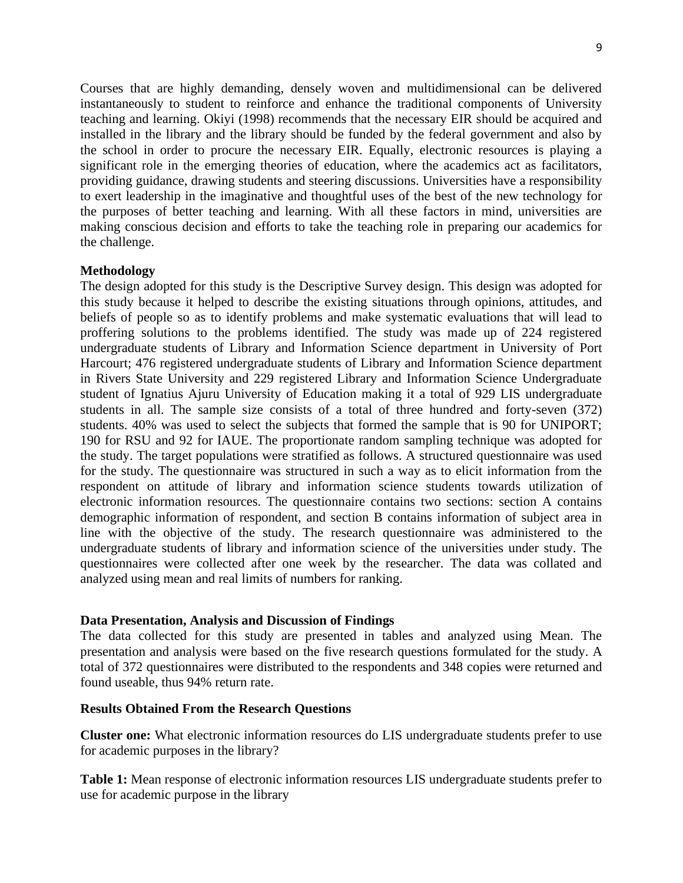Courses that are highly demanding, densely woven and multidimensional can be delivered instantaneously to student to reinforce and enhance the traditional components of University teaching and learning. Okiyi (1998) recommends that the necessary EIR should be acquired and installed in the library and the library should be funded by the federal government and also by the school in order to procure the necessary EIR. Equally, electronic resources is playing a significant role in the emerging theories of education, where the academics act as facilitators, providing guidance, drawing students and steering discussions. Universities have a responsibility to exert leadership in the imaginative and thoughtful uses of the best of the new technology for the purposes of better teaching and learning. With all these factors in mind, universities are making conscious decision and efforts to take the teaching role in preparing our academics for the challenge.

**Methodology**

The design adopted for this study is the Descriptive Survey design. This design was adopted for this study because it helped to describe the existing situations through opinions, attitudes, and beliefs of people so as to identify problems and make systematic evaluations that will lead to proffering solutions to the problems identified. The study was made up of 224 registered undergraduate students of Library and Information Science department in University of Port Harcourt; 476 registered undergraduate students of Library and Information Science department in Rivers State University and 229 registered Library and Information Science Undergraduate student of Ignatius Ajuru University of Education making it a total of 929 LIS undergraduate students in all. The sample size consists of a total of three hundred and forty-seven (372) students. 40% was used to select the subjects that formed the sample that is 90 for UNIPORT; 190 for RSU and 92 for IAUE. The proportionate random sampling technique was adopted for the study. The target populations were stratified as follows. A structured questionnaire was used for the study. The questionnaire was structured in such a way as to elicit information from the respondent on attitude of library and information science students towards utilization of electronic information resources. The questionnaire contains two sections: section A contains demographic information of respondent, and section B contains information of subject area in line with the objective of the study. The research questionnaire was administered to the undergraduate students of library and information science of the universities under study. The questionnaires were collected after one week by the researcher. The data was collated and analyzed using mean and real limits of numbers for ranking.

**Data Presentation, Analysis and Discussion of Findings**

The data collected for this study are presented in tables and analyzed using Mean. The presentation and analysis were based on the five research questions formulated for the study. A total of 372 questionnaires were distributed to the respondents and 348 copies were returned and found useable, thus 94% return rate.

**Results Obtained From the Research Questions**

**Cluster one:** What electronic information resources do LIS undergraduate students prefer to use for academic purposes in the library?

**Table 1:** Mean response of electronic information resources LIS undergraduate students prefer to use for academic purpose in the library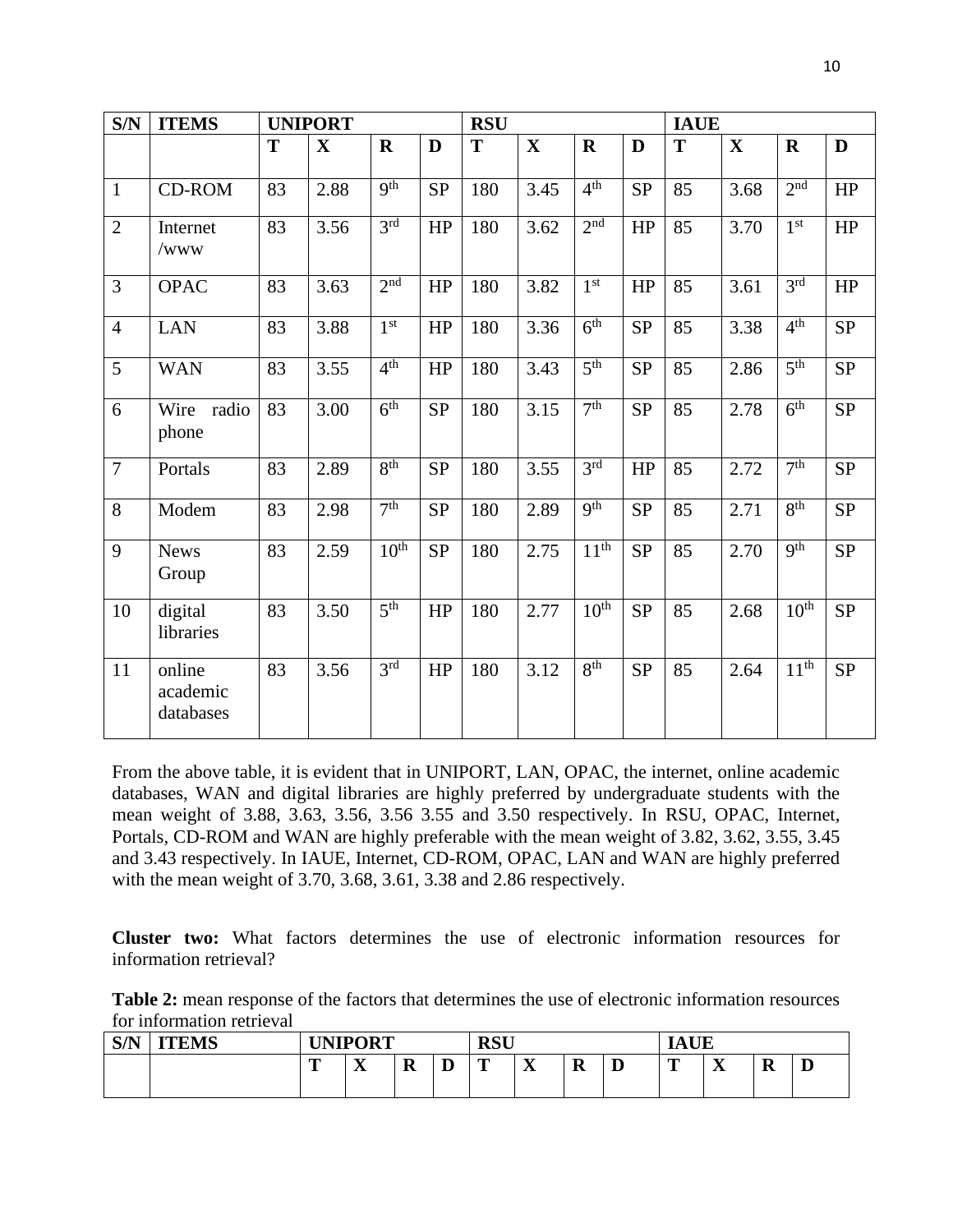| S/N | ITEMS | UNIPORT | | | | RSU | | | | IAUE | | | |
|---|---|---|---|---|---|---|---|---|---|---|---|---|---|
| | | T | X | R | D | T | X | R | D | T | X | R | D |
| 1 | CD-ROM | 83 | 2.88 | 9th | SP | 180 | 3.45 | 4th | SP | 85 | 3.68 | 2nd | HP |
| 2 | Internet /www | 83 | 3.56 | 3rd | HP | 180 | 3.62 | 2nd | HP | 85 | 3.70 | 1st | HP |
| 3 | OPAC | 83 | 3.63 | 2nd | HP | 180 | 3.82 | 1st | HP | 85 | 3.61 | 3rd | HP |
| 4 | LAN | 83 | 3.88 | 1st | HP | 180 | 3.36 | 6th | SP | 85 | 3.38 | 4th | SP |
| 5 | WAN | 83 | 3.55 | 4th | HP | 180 | 3.43 | 5th | SP | 85 | 2.86 | 5th | SP |
| 6 | Wire radio phone | 83 | 3.00 | 6th | SP | 180 | 3.15 | 7th | SP | 85 | 2.78 | 6th | SP |
| 7 | Portals | 83 | 2.89 | 8th | SP | 180 | 3.55 | 3rd | HP | 85 | 2.72 | 7th | SP |
| 8 | Modem | 83 | 2.98 | 7th | SP | 180 | 2.89 | 9th | SP | 85 | 2.71 | 8th | SP |
| 9 | News Group | 83 | 2.59 | 10th | SP | 180 | 2.75 | 11th | SP | 85 | 2.70 | 9th | SP |
| 10 | digital libraries | 83 | 3.50 | 5th | HP | 180 | 2.77 | 10th | SP | 85 | 2.68 | 10th | SP |
| 11 | online academic databases | 83 | 3.56 | 3rd | HP | 180 | 3.12 | 8th | SP | 85 | 2.64 | 11th | SP |

From the above table, it is evident that in UNIPORT, LAN, OPAC, the internet, online academic databases, WAN and digital libraries are highly preferred by undergraduate students with the mean weight of 3.88, 3.63, 3.56, 3.56 3.55 and 3.50 respectively. In RSU, OPAC, Internet, Portals, CD-ROM and WAN are highly preferable with the mean weight of 3.82, 3.62, 3.55, 3.45 and 3.43 respectively. In IAUE, Internet, CD-ROM, OPAC, LAN and WAN are highly preferred with the mean weight of 3.70, 3.68, 3.61, 3.38 and 2.86 respectively.

**Cluster two:** What factors determines the use of electronic information resources for information retrieval?

**Table 2:** mean response of the factors that determines the use of electronic information resources for information retrieval

| S/N | ITEMS | UNIPORT | | | | RSU | | | | IAUE | | | |
|---|---|---|---|---|---|---|---|---|---|---|---|---|---|
| | | T | X | R | D | T | X | R | D | T | X | R | D |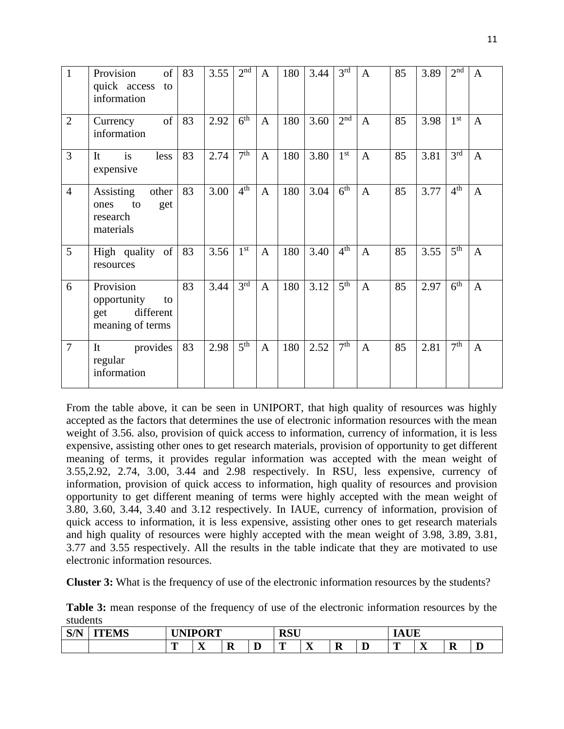| 1 | Provision of quick access to information | 83 | 3.55 | 2nd | A | 180 | 3.44 | 3rd | A | 85 | 3.89 | 2nd | A |
|---|---|---|---|---|---|---|---|---|---|---|---|---|---|
| 2 | Currency of information | 83 | 2.92 | 6th | A | 180 | 3.60 | 2nd | A | 85 | 3.98 | 1st | A |
| 3 | It is less expensive | 83 | 2.74 | 7th | A | 180 | 3.80 | 1st | A | 85 | 3.81 | 3rd | A |
| 4 | Assisting other ones to get research materials | 83 | 3.00 | 4th | A | 180 | 3.04 | 6th | A | 85 | 3.77 | 4th | A |
| 5 | High quality of resources | 83 | 3.56 | 1st | A | 180 | 3.40 | 4th | A | 85 | 3.55 | 5th | A |
| 6 | Provision opportunity to get different meaning of terms | 83 | 3.44 | 3rd | A | 180 | 3.12 | 5th | A | 85 | 2.97 | 6th | A |
| 7 | It provides regular information | 83 | 2.98 | 5th | A | 180 | 2.52 | 7th | A | 85 | 2.81 | 7th | A |

From the table above, it can be seen in UNIPORT, that high quality of resources was highly accepted as the factors that determines the use of electronic information resources with the mean weight of 3.56. also, provision of quick access to information, currency of information, it is less expensive, assisting other ones to get research materials, provision of opportunity to get different meaning of terms, it provides regular information was accepted with the mean weight of 3.55,2.92, 2.74, 3.00, 3.44 and 2.98 respectively. In RSU, less expensive, currency of information, provision of quick access to information, high quality of resources and provision opportunity to get different meaning of terms were highly accepted with the mean weight of 3.80, 3.60, 3.44, 3.40 and 3.12 respectively. In IAUE, currency of information, provision of quick access to information, it is less expensive, assisting other ones to get research materials and high quality of resources were highly accepted with the mean weight of 3.98, 3.89, 3.81, 3.77 and 3.55 respectively. All the results in the table indicate that they are motivated to use electronic information resources.

**Cluster 3:** What is the frequency of use of the electronic information resources by the students?

**Table 3:** mean response of the frequency of use of the electronic information resources by the students

| S/N | ITEMS | UNIPORT | | | | RSU | | | | IAUE | | | |
|---|---|---|---|---|---|---|---|---|---|---|---|---|---|
| | | T | X | R | D | T | X | R | D | T | X | R | D |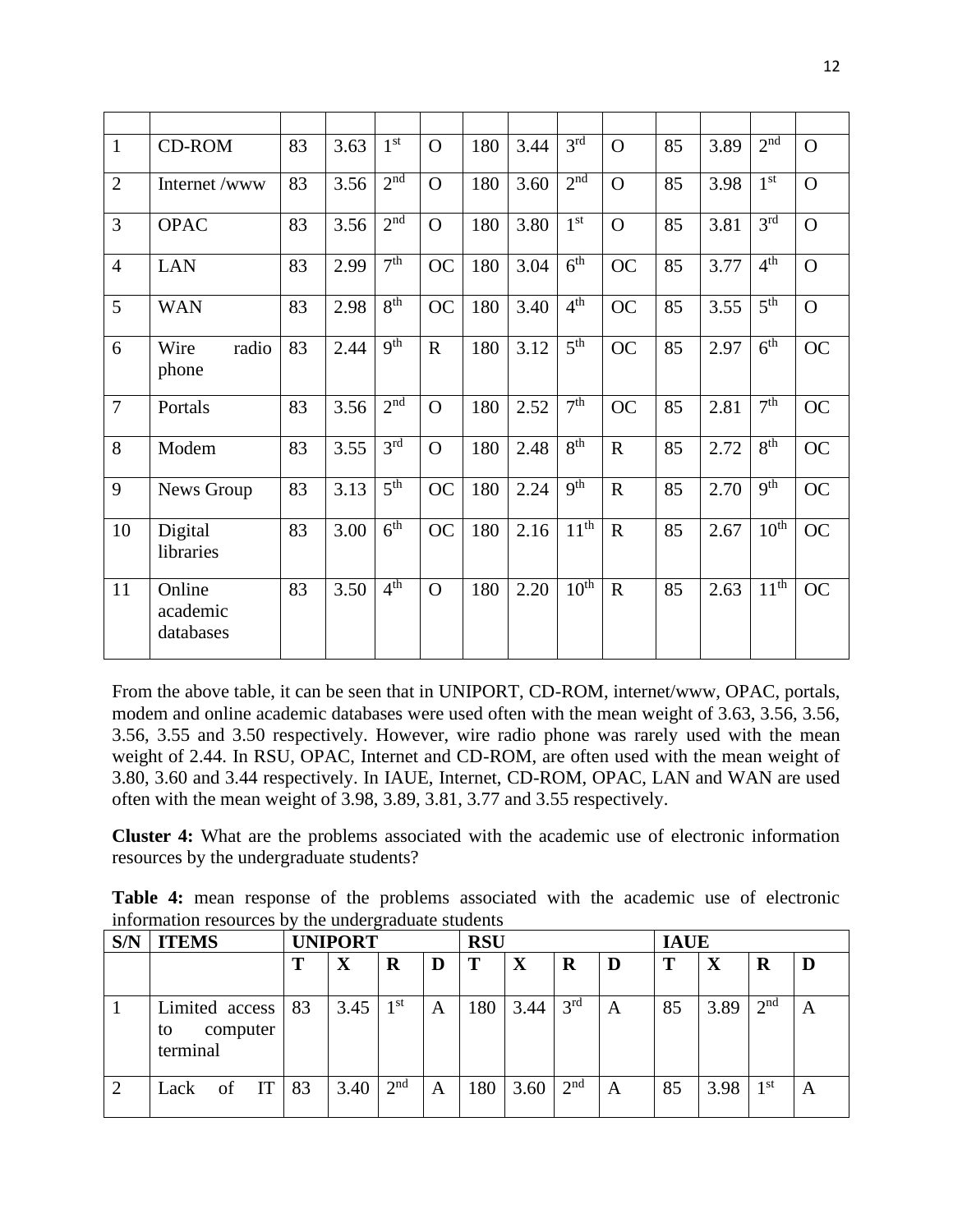| | | | | | | | | | | | | | |
|---|---|---|---|---|---|---|---|---|---|---|---|---|---|
| 1 | CD-ROM | 83 | 3.63 | 1st | O | 180 | 3.44 | 3rd | O | 85 | 3.89 | 2nd | O |
| 2 | Internet /www | 83 | 3.56 | 2nd | O | 180 | 3.60 | 2nd | O | 85 | 3.98 | 1st | O |
| 3 | OPAC | 83 | 3.56 | 2nd | O | 180 | 3.80 | 1st | O | 85 | 3.81 | 3rd | O |
| 4 | LAN | 83 | 2.99 | 7th | OC | 180 | 3.04 | 6th | OC | 85 | 3.77 | 4th | O |
| 5 | WAN | 83 | 2.98 | 8th | OC | 180 | 3.40 | 4th | OC | 85 | 3.55 | 5th | O |
| 6 | Wire radio phone | 83 | 2.44 | 9th | R | 180 | 3.12 | 5th | OC | 85 | 2.97 | 6th | OC |
| 7 | Portals | 83 | 3.56 | 2nd | O | 180 | 2.52 | 7th | OC | 85 | 2.81 | 7th | OC |
| 8 | Modem | 83 | 3.55 | 3rd | O | 180 | 2.48 | 8th | R | 85 | 2.72 | 8th | OC |
| 9 | News Group | 83 | 3.13 | 5th | OC | 180 | 2.24 | 9th | R | 85 | 2.70 | 9th | OC |
| 10 | Digital libraries | 83 | 3.00 | 6th | OC | 180 | 2.16 | 11th | R | 85 | 2.67 | 10th | OC |
| 11 | Online academic databases | 83 | 3.50 | 4th | O | 180 | 2.20 | 10th | R | 85 | 2.63 | 11th | OC |

From the above table, it can be seen that in UNIPORT, CD-ROM, internet/www, OPAC, portals, modem and online academic databases were used often with the mean weight of 3.63, 3.56, 3.56, 3.56, 3.55 and 3.50 respectively. However, wire radio phone was rarely used with the mean weight of 2.44. In RSU, OPAC, Internet and CD-ROM, are often used with the mean weight of 3.80, 3.60 and 3.44 respectively. In IAUE, Internet, CD-ROM, OPAC, LAN and WAN are used often with the mean weight of 3.98, 3.89, 3.81, 3.77 and 3.55 respectively.

**Cluster 4:** What are the problems associated with the academic use of electronic information resources by the undergraduate students?

**Table 4:** mean response of the problems associated with the academic use of electronic information resources by the undergraduate students

| S/N | ITEMS | UNIPORT | | | | RSU | | | | IAUE | | | |
|---|---|---|---|---|---|---|---|---|---|---|---|---|---|
| | | T | X | R | D | T | X | R | D | T | X | R | D |
| 1 | Limited access to computer terminal | 83 | 3.45 | 1st | A | 180 | 3.44 | 3rd | A | 85 | 3.89 | 2nd | A |
| 2 | Lack of IT | 83 | 3.40 | 2nd | A | 180 | 3.60 | 2nd | A | 85 | 3.98 | 1st | A |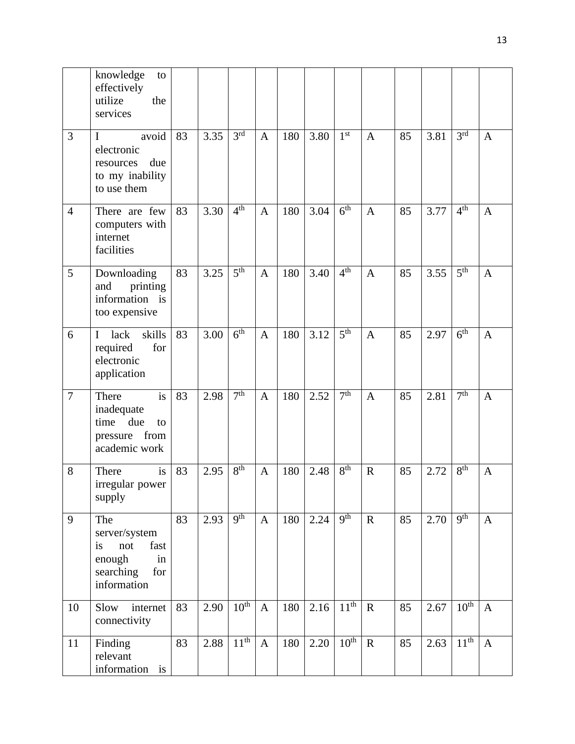| | | | | | | | | | | | | | |
|---|---|---|---|---|---|---|---|---|---|---|---|---|---|
| | knowledge to effectively utilize the services | | | | | | | | | | | | |
| 3 | I avoid electronic resources due to my inability to use them | 83 | 3.35 | 3rd | A | 180 | 3.80 | 1st | A | 85 | 3.81 | 3rd | A |
| 4 | There are few computers with internet facilities | 83 | 3.30 | 4th | A | 180 | 3.04 | 6th | A | 85 | 3.77 | 4th | A |
| 5 | Downloading and printing information is too expensive | 83 | 3.25 | 5th | A | 180 | 3.40 | 4th | A | 85 | 3.55 | 5th | A |
| 6 | I lack skills required for electronic application | 83 | 3.00 | 6th | A | 180 | 3.12 | 5th | A | 85 | 2.97 | 6th | A |
| 7 | There is inadequate time due to pressure from academic work | 83 | 2.98 | 7th | A | 180 | 2.52 | 7th | A | 85 | 2.81 | 7th | A |
| 8 | There is irregular power supply | 83 | 2.95 | 8th | A | 180 | 2.48 | 8th | R | 85 | 2.72 | 8th | A |
| 9 | The server/system is not fast enough in searching for information | 83 | 2.93 | 9th | A | 180 | 2.24 | 9th | R | 85 | 2.70 | 9th | A |
| 10 | Slow internet connectivity | 83 | 2.90 | 10th | A | 180 | 2.16 | 11th | R | 85 | 2.67 | 10th | A |
| 11 | Finding relevant information is | 83 | 2.88 | 11th | A | 180 | 2.20 | 10th | R | 85 | 2.63 | 11th | A |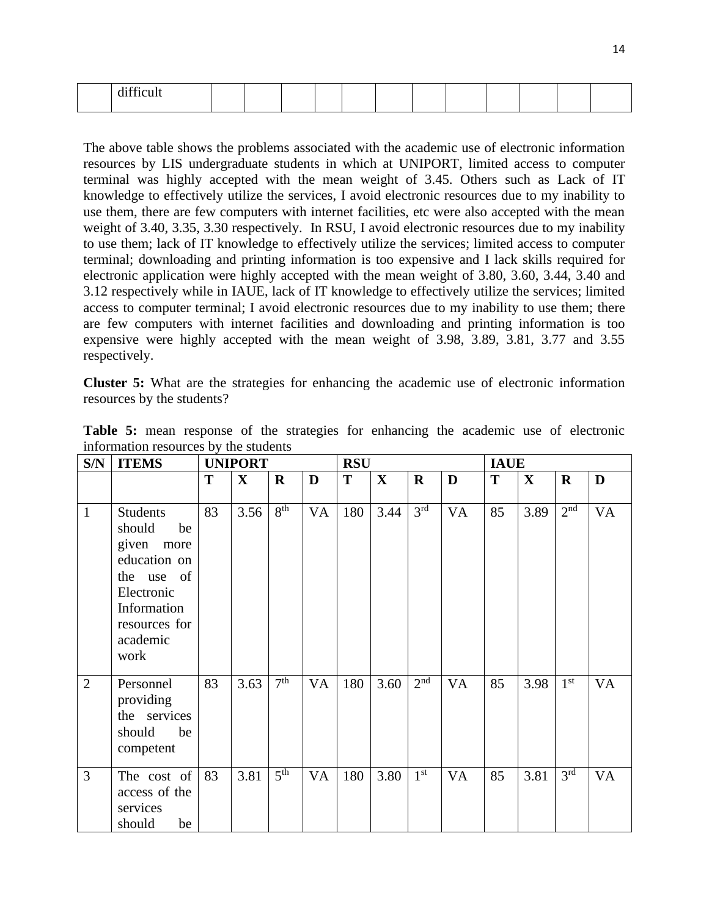| | difficult | | | | | | | | | | | | |
|---|---|---|---|---|---|---|---|---|---|---|---|---|---|

The above table shows the problems associated with the academic use of electronic information resources by LIS undergraduate students in which at UNIPORT, limited access to computer terminal was highly accepted with the mean weight of 3.45. Others such as Lack of IT knowledge to effectively utilize the services, I avoid electronic resources due to my inability to use them, there are few computers with internet facilities, etc were also accepted with the mean weight of 3.40, 3.35, 3.30 respectively. In RSU, I avoid electronic resources due to my inability to use them; lack of IT knowledge to effectively utilize the services; limited access to computer terminal; downloading and printing information is too expensive and I lack skills required for electronic application were highly accepted with the mean weight of 3.80, 3.60, 3.44, 3.40 and 3.12 respectively while in IAUE, lack of IT knowledge to effectively utilize the services; limited access to computer terminal; I avoid electronic resources due to my inability to use them; there are few computers with internet facilities and downloading and printing information is too expensive were highly accepted with the mean weight of 3.98, 3.89, 3.81, 3.77 and 3.55 respectively.

**Cluster 5:** What are the strategies for enhancing the academic use of electronic information resources by the students?

**Table 5:** mean response of the strategies for enhancing the academic use of electronic information resources by the students

| S/N | ITEMS | UNIPORT | | | | RSU | | | | IAUE | | | |
|---|---|---|---|---|---|---|---|---|---|---|---|---|---|
| | | T | X | R | D | T | X | R | D | T | X | R | D |
| 1 | Students should be given more education on the use of Electronic Information resources for academic work | 83 | 3.56 | 8th | VA | 180 | 3.44 | 3rd | VA | 85 | 3.89 | 2nd | VA |
| 2 | Personnel providing the services should be competent | 83 | 3.63 | 7th | VA | 180 | 3.60 | 2nd | VA | 85 | 3.98 | 1st | VA |
| 3 | The cost of access of the services should be | 83 | 3.81 | 5th | VA | 180 | 3.80 | 1st | VA | 85 | 3.81 | 3rd | VA |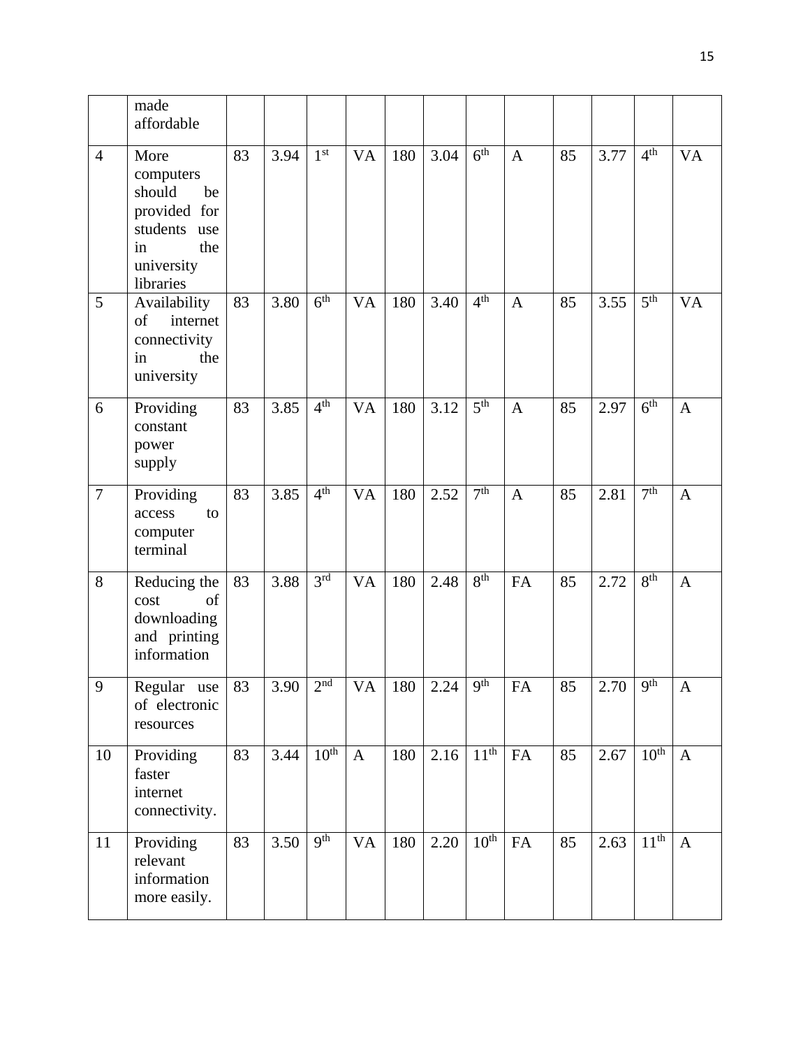| | made affordable | | | | | | | | | | | | |
|---|---|---|---|---|---|---|---|---|---|---|---|---|---|
| 4 | More computers should be provided for students use in the university libraries | 83 | 3.94 | 1st | VA | 180 | 3.04 | 6th | A | 85 | 3.77 | 4th | VA |
| 5 | Availability of internet connectivity in the university | 83 | 3.80 | 6th | VA | 180 | 3.40 | 4th | A | 85 | 3.55 | 5th | VA |
| 6 | Providing constant power supply | 83 | 3.85 | 4th | VA | 180 | 3.12 | 5th | A | 85 | 2.97 | 6th | A |
| 7 | Providing access to computer terminal | 83 | 3.85 | 4th | VA | 180 | 2.52 | 7th | A | 85 | 2.81 | 7th | A |
| 8 | Reducing the cost of downloading and printing information | 83 | 3.88 | 3rd | VA | 180 | 2.48 | 8th | FA | 85 | 2.72 | 8th | A |
| 9 | Regular use of electronic resources | 83 | 3.90 | 2nd | VA | 180 | 2.24 | 9th | FA | 85 | 2.70 | 9th | A |
| 10 | Providing faster internet connectivity. | 83 | 3.44 | 10th | A | 180 | 2.16 | 11th | FA | 85 | 2.67 | 10th | A |
| 11 | Providing relevant information more easily. | 83 | 3.50 | 9th | VA | 180 | 2.20 | 10th | FA | 85 | 2.63 | 11th | A |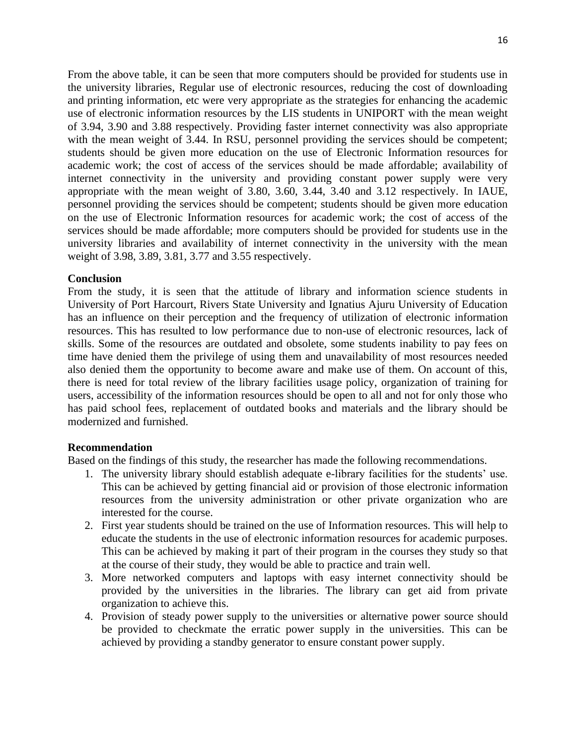From the above table, it can be seen that more computers should be provided for students use in the university libraries, Regular use of electronic resources, reducing the cost of downloading and printing information, etc were very appropriate as the strategies for enhancing the academic use of electronic information resources by the LIS students in UNIPORT with the mean weight of 3.94, 3.90 and 3.88 respectively. Providing faster internet connectivity was also appropriate with the mean weight of 3.44. In RSU, personnel providing the services should be competent; students should be given more education on the use of Electronic Information resources for academic work; the cost of access of the services should be made affordable; availability of internet connectivity in the university and providing constant power supply were very appropriate with the mean weight of 3.80, 3.60, 3.44, 3.40 and 3.12 respectively. In IAUE, personnel providing the services should be competent; students should be given more education on the use of Electronic Information resources for academic work; the cost of access of the services should be made affordable; more computers should be provided for students use in the university libraries and availability of internet connectivity in the university with the mean weight of 3.98, 3.89, 3.81, 3.77 and 3.55 respectively.

**Conclusion**

From the study, it is seen that the attitude of library and information science students in University of Port Harcourt, Rivers State University and Ignatius Ajuru University of Education has an influence on their perception and the frequency of utilization of electronic information resources. This has resulted to low performance due to non-use of electronic resources, lack of skills. Some of the resources are outdated and obsolete, some students inability to pay fees on time have denied them the privilege of using them and unavailability of most resources needed also denied them the opportunity to become aware and make use of them. On account of this, there is need for total review of the library facilities usage policy, organization of training for users, accessibility of the information resources should be open to all and not for only those who has paid school fees, replacement of outdated books and materials and the library should be modernized and furnished.

**Recommendation**

Based on the findings of this study, the researcher has made the following recommendations.

1. The university library should establish adequate e-library facilities for the students' use. This can be achieved by getting financial aid or provision of those electronic information resources from the university administration or other private organization who are interested for the course.
2. First year students should be trained on the use of Information resources. This will help to educate the students in the use of electronic information resources for academic purposes. This can be achieved by making it part of their program in the courses they study so that at the course of their study, they would be able to practice and train well.
3. More networked computers and laptops with easy internet connectivity should be provided by the universities in the libraries. The library can get aid from private organization to achieve this.
4. Provision of steady power supply to the universities or alternative power source should be provided to checkmate the erratic power supply in the universities. This can be achieved by providing a standby generator to ensure constant power supply.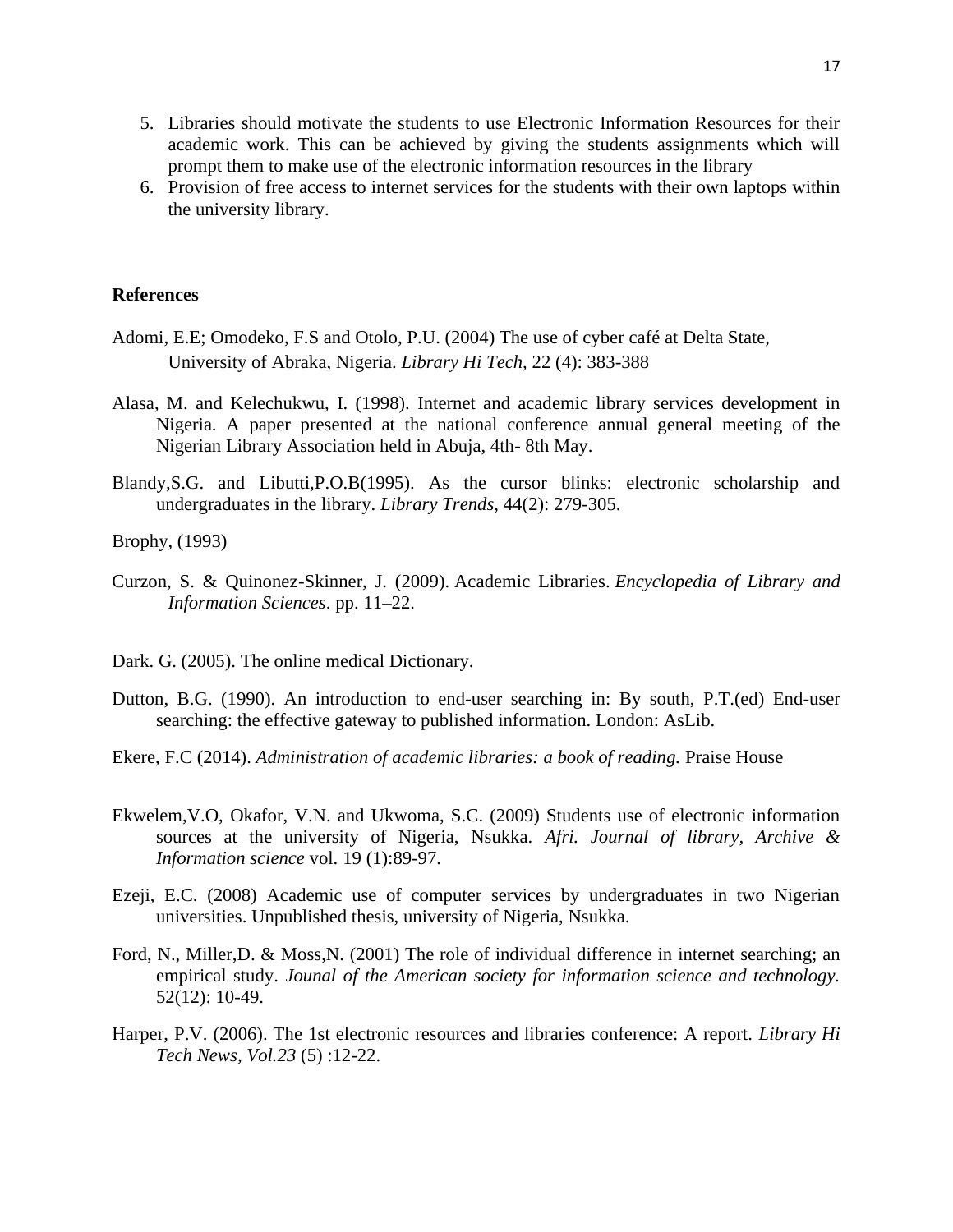5. Libraries should motivate the students to use Electronic Information Resources for their academic work. This can be achieved by giving the students assignments which will prompt them to make use of the electronic information resources in the library
6. Provision of free access to internet services for the students with their own laptops within the university library.

**References**

Adomi, E.E; Omodeko, F.S and Otolo, P.U. (2004) The use of cyber café at Delta State, University of Abraka, Nigeria. *Library Hi Tech,* 22 (4): 383-388

Alasa, M. and Kelechukwu, I. (1998). Internet and academic library services development in Nigeria. A paper presented at the national conference annual general meeting of the Nigerian Library Association held in Abuja, 4th- 8th May.

Blandy,S.G. and Libutti,P.O.B(1995). As the cursor blinks: electronic scholarship and undergraduates in the library. *Library Trends,* 44(2): 279-305.

Brophy, (1993)

Curzon, S. & Quinonez-Skinner, J. (2009). Academic Libraries. *Encyclopedia of Library and Information Sciences*. pp. 11–22.

Dark. G. (2005). The online medical Dictionary.

Dutton, B.G. (1990). An introduction to end-user searching in: By south, P.T.(ed) End-user searching: the effective gateway to published information. London: AsLib.

Ekere, F.C (2014). *Administration of academic libraries: a book of reading.* Praise House

Ekwelem,V.O, Okafor, V.N. and Ukwoma, S.C. (2009) Students use of electronic information sources at the university of Nigeria, Nsukka. *Afri. Journal of library, Archive & Information science* vol. 19 (1):89-97.

Ezeji, E.C. (2008) Academic use of computer services by undergraduates in two Nigerian universities. Unpublished thesis, university of Nigeria, Nsukka.

Ford, N., Miller,D. & Moss,N. (2001) The role of individual difference in internet searching; an empirical study. *Jounal of the American society for information science and technology.* 52(12): 10-49.

Harper, P.V. (2006). The 1st electronic resources and libraries conference: A report. *Library Hi Tech News, Vol.23* (5) :12-22.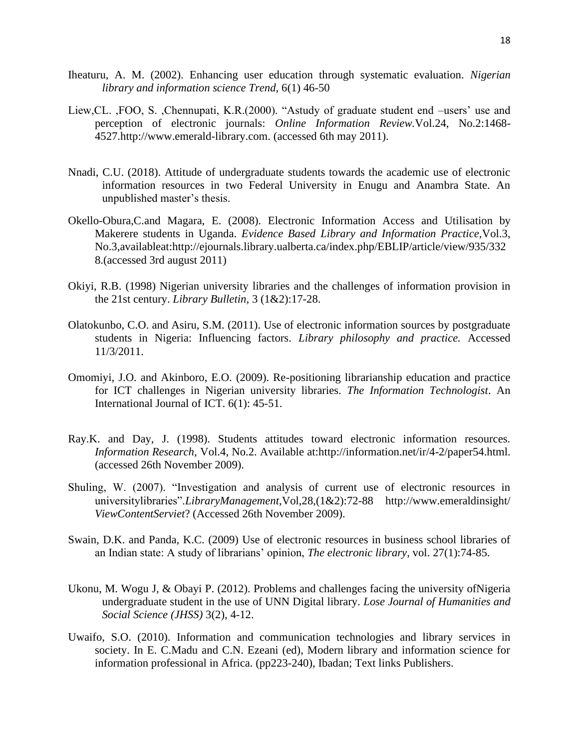Iheaturu, A. M. (2002). Enhancing user education through systematic evaluation. *Nigerian library and information science Trend,* 6(1) 46-50

Liew,CL. ,FOO, S. ,Chennupati, K.R.(2000). "Astudy of graduate student end –users' use and perception of electronic journals: *Online Information Review.*Vol.24, No.2:1468-4527.http://www.emerald-library.com. (accessed 6th may 2011).

Nnadi, C.U. (2018). Attitude of undergraduate students towards the academic use of electronic information resources in two Federal University in Enugu and Anambra State. An unpublished master's thesis.

Okello-Obura,C.and Magara, E. (2008). Electronic Information Access and Utilisation by Makerere students in Uganda. *Evidence Based Library and Information Practice,*Vol.3, No.3,availableat:http://ejournals.library.ualberta.ca/index.php/EBLIP/article/view/935/3328.(accessed 3rd august 2011)

Okiyi, R.B. (1998) Nigerian university libraries and the challenges of information provision in the 21st century. *Library Bulletin*, 3 (1&2):17-28.

Olatokunbo, C.O. and Asiru, S.M. (2011). Use of electronic information sources by postgraduate students in Nigeria: Influencing factors. *Library philosophy and practice.* Accessed 11/3/2011.

Omomiyi, J.O. and Akinboro, E.O. (2009). Re-positioning librarianship education and practice for ICT challenges in Nigerian university libraries. *The Information Technologist*. An International Journal of ICT. 6(1): 45-51.

Ray.K. and Day, J. (1998). Students attitudes toward electronic information resources. *Information Research*, Vol.4, No.2. Available at:http://information.net/ir/4-2/paper54.html. (accessed 26th November 2009).

Shuling, W. (2007). "Investigation and analysis of current use of electronic resources in universitylibraries".*LibraryManagement,*Vol,28,(1&2):72-88 http://www.emeraldinsight/*ViewContentServiet*? (Accessed 26th November 2009).

Swain, D.K. and Panda, K.C. (2009) Use of electronic resources in business school libraries of an Indian state: A study of librarians' opinion, *The electronic library,* vol. 27(1):74-85.

Ukonu, M. Wogu J, & Obayi P. (2012). Problems and challenges facing the university ofNigeria undergraduate student in the use of UNN Digital library. *Lose Journal of Humanities and Social Science (JHSS)* 3(2), 4-12.

Uwaifo, S.O. (2010). Information and communication technologies and library services in society. In E. C.Madu and C.N. Ezeani (ed), Modern library and information science for information professional in Africa. (pp223-240), Ibadan; Text links Publishers.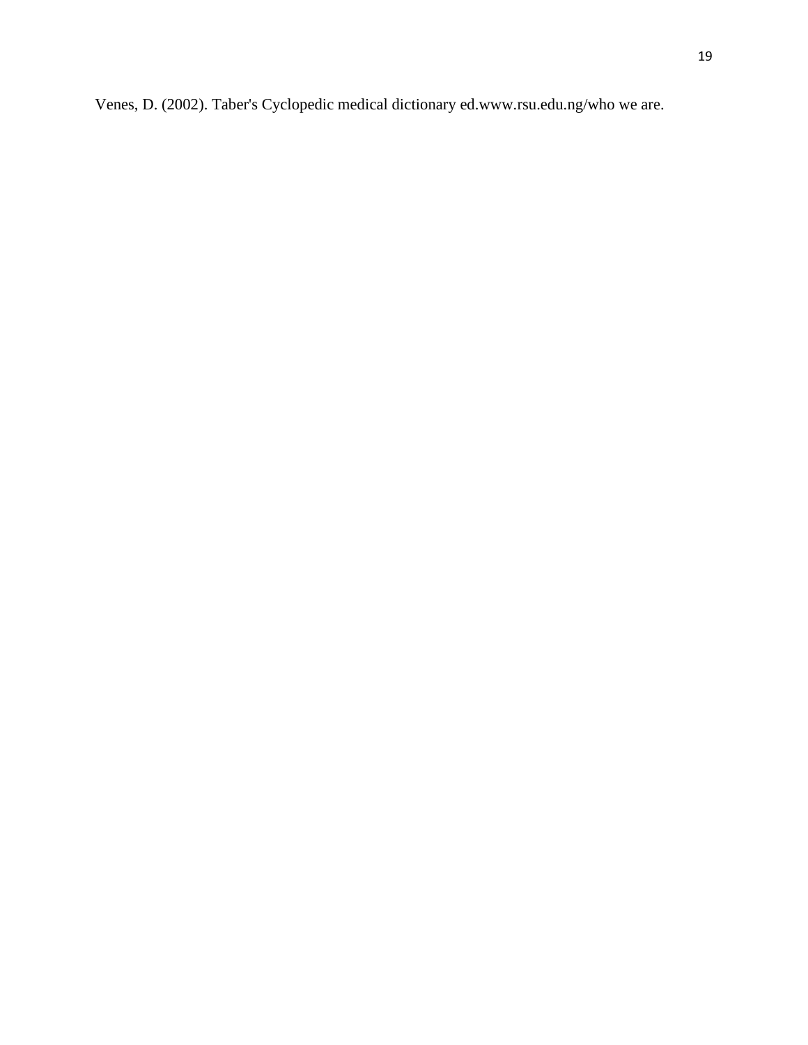Venes, D. (2002). Taber's Cyclopedic medical dictionary ed.www.rsu.edu.ng/who we are.